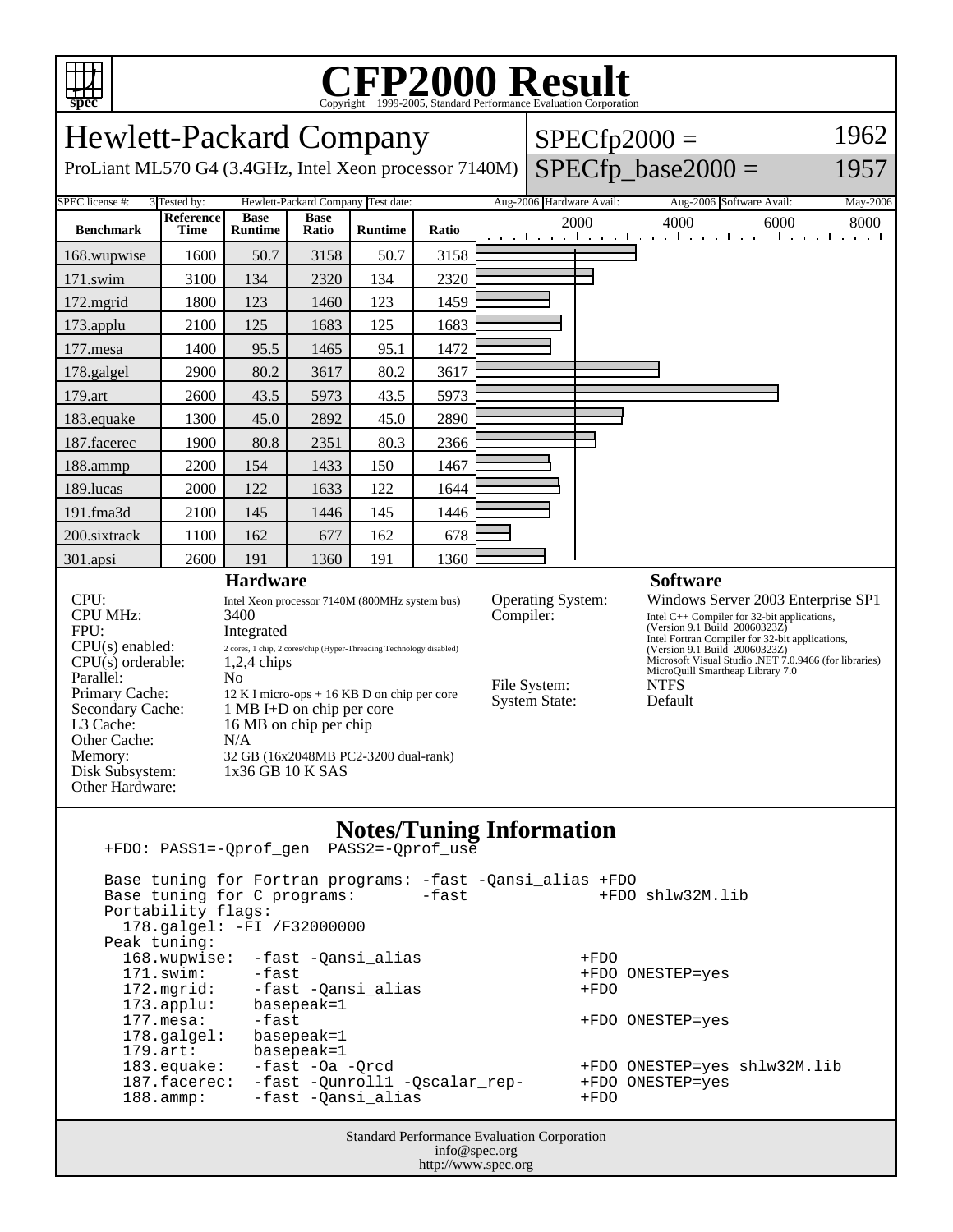# CFP2000 Result

Copyright 1999-2005, Standard Performance Evaluation Corporation

## Hewlett-Packard Company

ProLiant ML570 G4 (3.4GHz, Intel Xeon processor 7140M)

SPECfp2000 = 1962

SPECfp_base2000 = 1957

| SPEC license #: | 3 | Tested by: | Hewlett-Packard Company | Test date: | Aug-2006 | Hardware Avail: | Aug-2006 | Software Avail: | May-2006 |
|---|---|---|---|---|---|---|---|---|---|

| Benchmark | Reference Time | Base Runtime | Base Ratio | Runtime | Ratio |
|---|---|---|---|---|---|
| 168.wupwise | 1600 | 50.7 | 3158 | 50.7 | 3158 |
| 171.swim | 3100 | 134 | 2320 | 134 | 2320 |
| 172.mgrid | 1800 | 123 | 1460 | 123 | 1459 |
| 173.applu | 2100 | 125 | 1683 | 125 | 1683 |
| 177.mesa | 1400 | 95.5 | 1465 | 95.1 | 1472 |
| 178.galgel | 2900 | 80.2 | 3617 | 80.2 | 3617 |
| 179.art | 2600 | 43.5 | 5973 | 43.5 | 5973 |
| 183.equake | 1300 | 45.0 | 2892 | 45.0 | 2890 |
| 187.facerec | 1900 | 80.8 | 2351 | 80.3 | 2366 |
| 188.ammp | 2200 | 154 | 1433 | 150 | 1467 |
| 189.lucas | 2000 | 122 | 1633 | 122 | 1644 |
| 191.fma3d | 2100 | 145 | 1446 | 145 | 1446 |
| 200.sixtrack | 1100 | 162 | 677 | 162 | 678 |
| 301.apsi | 2600 | 191 | 1360 | 191 | 1360 |

### Hardware

| | |
|---|---|
| CPU: | Intel Xeon processor 7140M (800MHz system bus) |
| CPU MHz: | 3400 |
| FPU: | Integrated |
| CPU(s) enabled: | 2 cores, 1 chip, 2 cores/chip (Hyper-Threading Technology disabled) |
| CPU(s) orderable: | 1,2,4 chips |
| Parallel: | No |
| Primary Cache: | 12 K I micro-ops + 16 KB D on chip per core |
| Secondary Cache: | 1 MB I+D on chip per core |
| L3 Cache: | 16 MB on chip per chip |
| Other Cache: | N/A |
| Memory: | 32 GB (16x2048MB PC2-3200 dual-rank) |
| Disk Subsystem: | 1x36 GB 10 K SAS |
| Other Hardware: | |

### Software

| | |
|---|---|
| Operating System: | Windows Server 2003 Enterprise SP1 |
| Compiler: | Intel C++ Compiler for 32-bit applications, (Version 9.1 Build 20060323Z) Intel Fortran Compiler for 32-bit applications, (Version 9.1 Build 20060323Z) Microsoft Visual Studio .NET 7.0.9466 (for libraries) MicroQuill Smartheap Library 7.0 |
| File System: | NTFS |
| System State: | Default |

### Notes/Tuning Information

```
+FDO: PASS1=-Qprof_gen  PASS2=-Qprof_use

Base tuning for Fortran programs: -fast -Qansi_alias +FDO
Base tuning for C programs:       -fast              +FDO shlw32M.lib
Portability flags:
  178.galgel: -FI /F32000000
Peak tuning:
  168.wupwise:  -fast -Qansi_alias                +FDO
  171.swim:     -fast                             +FDO ONESTEP=yes
  172.mgrid:    -fast -Qansi_alias                +FDO
  173.applu:    basepeak=1
  177.mesa:     -fast                             +FDO ONESTEP=yes
  178.galgel:   basepeak=1
  179.art:      basepeak=1
  183.equake:   -fast -Oa -Qrcd                   +FDO ONESTEP=yes shlw32M.lib
  187.facerec:  -fast -Qunroll1 -Qscalar_rep-     +FDO ONESTEP=yes
  188.ammp:     -fast -Qansi_alias                +FDO
```

Standard Performance Evaluation Corporation
info@spec.org
http://www.spec.org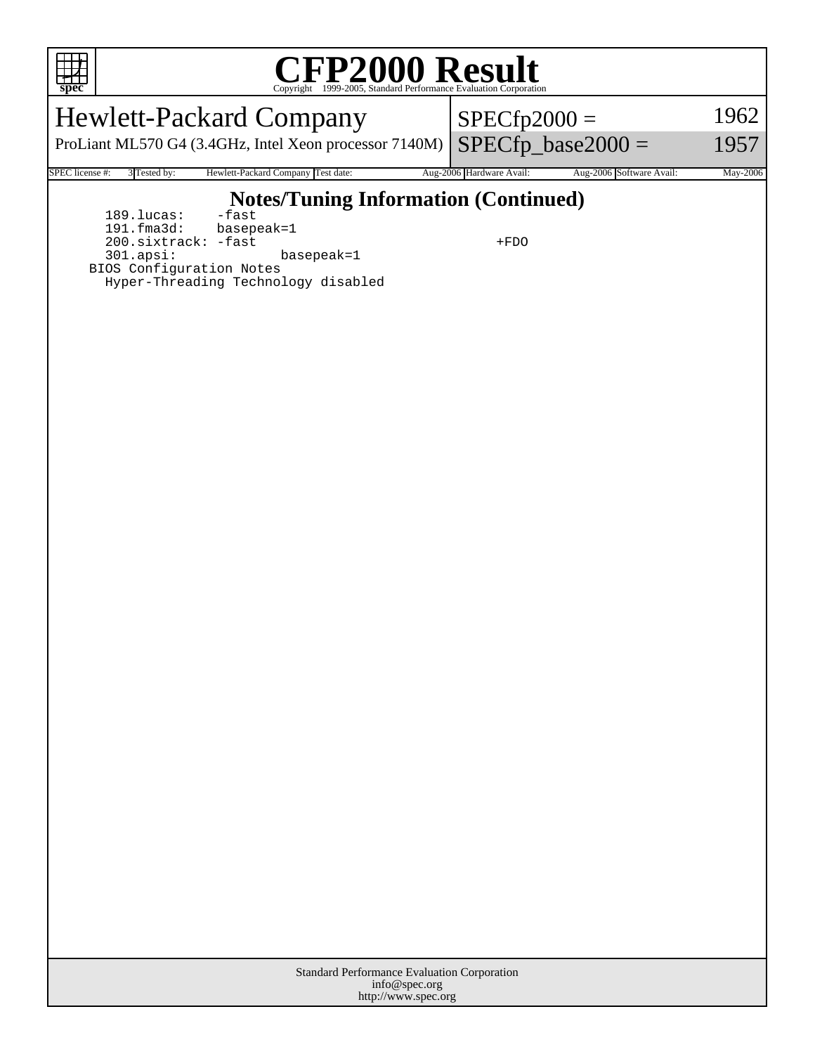# CFP2000 Result

Copyright 1999-2005, Standard Performance Evaluation Corporation

## Hewlett-Packard Company

ProLiant ML570 G4 (3.4GHz, Intel Xeon processor 7140M)

SPECfp2000 = 1962

SPECfp_base2000 = 1957

| SPEC license #: | 3 | Tested by: | Hewlett-Packard Company | Test date: | Aug-2006 | Hardware Avail: | Aug-2006 | Software Avail: | May-2006 |
|---|---|---|---|---|---|---|---|---|---|

### Notes/Tuning Information (Continued)

```
      189.lucas:    -fast
      191.fma3d:    basepeak=1
      200.sixtrack: -fast                                    +FDO
      301.apsi:             basepeak=1
    BIOS Configuration Notes
      Hyper-Threading Technology disabled
```

Standard Performance Evaluation Corporation
info@spec.org
http://www.spec.org